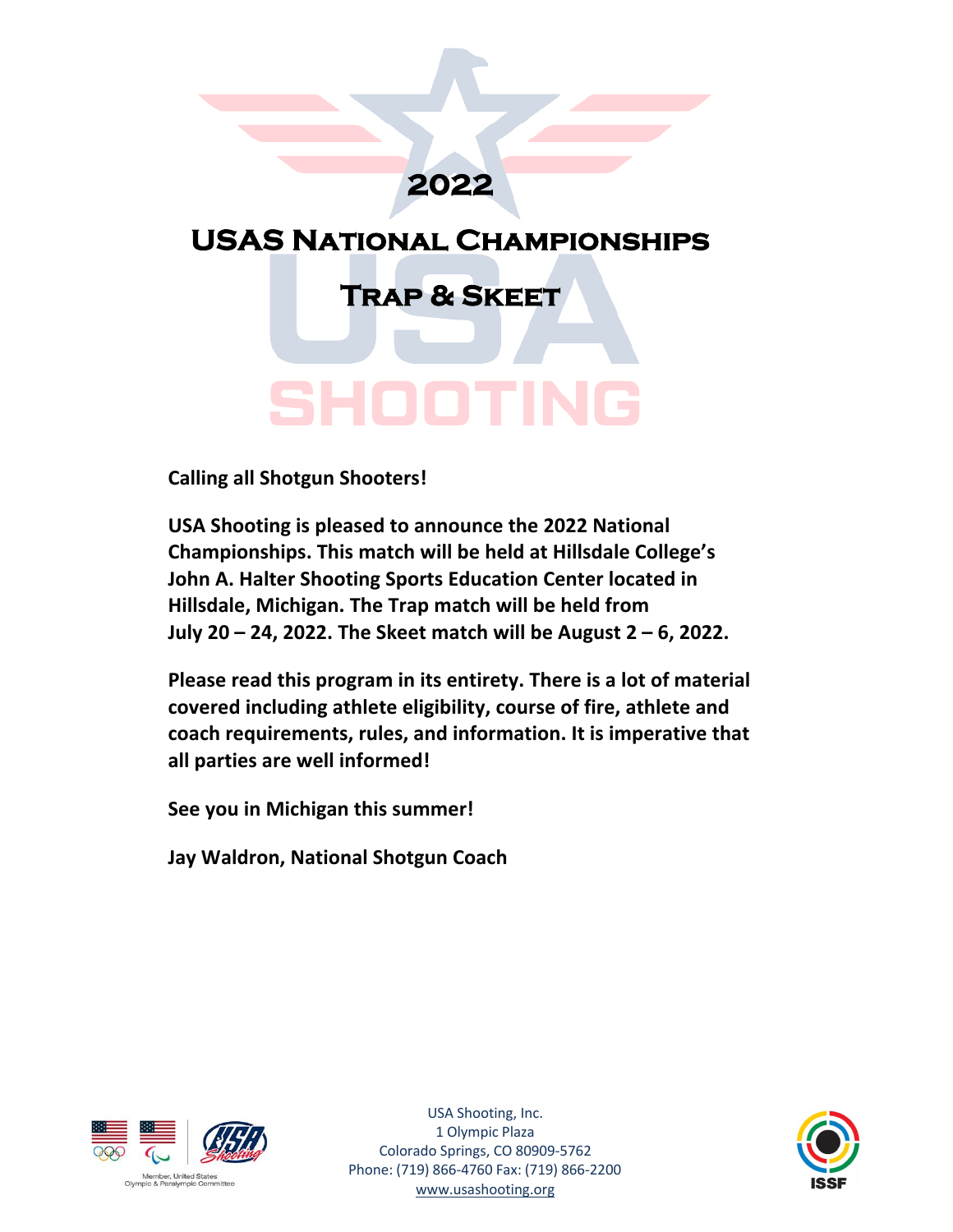# 2022

# USAS National Championships

## Trap & Skeet

**Calling all Shotgun Shooters!**

**USA Shooting is pleased to announce the 2022 National Championships. This match will be held at Hillsdale College's John A. Halter Shooting Sports Education Center located in Hillsdale, Michigan. The Trap match will be held from July 20 – 24, 2022. The Skeet match will be August 2 – 6, 2022.**

**Please read this program in its entirety. There is a lot of material covered including athlete eligibility, course of fire, athlete and coach requirements, rules, and information. It is imperative that all parties are well informed!**

**See you in Michigan this summer!**

**Jay Waldron, National Shotgun Coach**

Member, United States Olympic & Paralympic Committee

USA Shooting, Inc.
1 Olympic Plaza
Colorado Springs, CO 80909-5762
Phone: (719) 866-4760 Fax: (719) 866-2200
www.usashooting.org

ISSF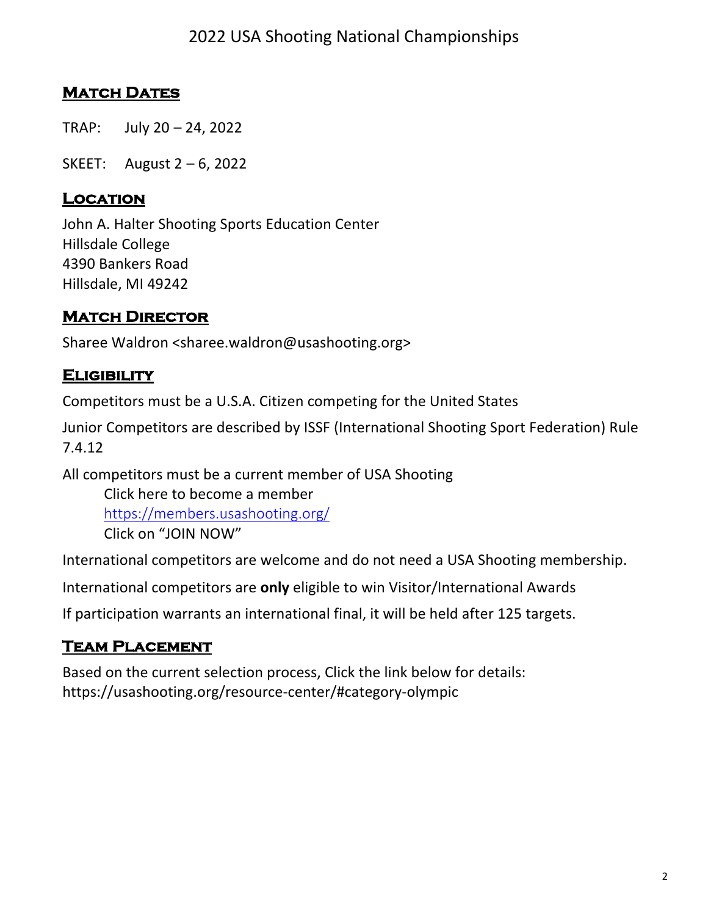# 2022 USA Shooting National Championships

## Match Dates

TRAP: July 20 – 24, 2022

SKEET: August 2 – 6, 2022

## Location

John A. Halter Shooting Sports Education Center
Hillsdale College
4390 Bankers Road
Hillsdale, MI 49242

## Match Director

Sharee Waldron <sharee.waldron@usashooting.org>

## Eligibility

Competitors must be a U.S.A. Citizen competing for the United States

Junior Competitors are described by ISSF (International Shooting Sport Federation) Rule 7.4.12

All competitors must be a current member of USA Shooting

Click here to become a member
https://members.usashooting.org/
Click on "JOIN NOW"

International competitors are welcome and do not need a USA Shooting membership.

International competitors are **only** eligible to win Visitor/International Awards

If participation warrants an international final, it will be held after 125 targets.

## Team Placement

Based on the current selection process, Click the link below for details:
https://usashooting.org/resource-center/#category-olympic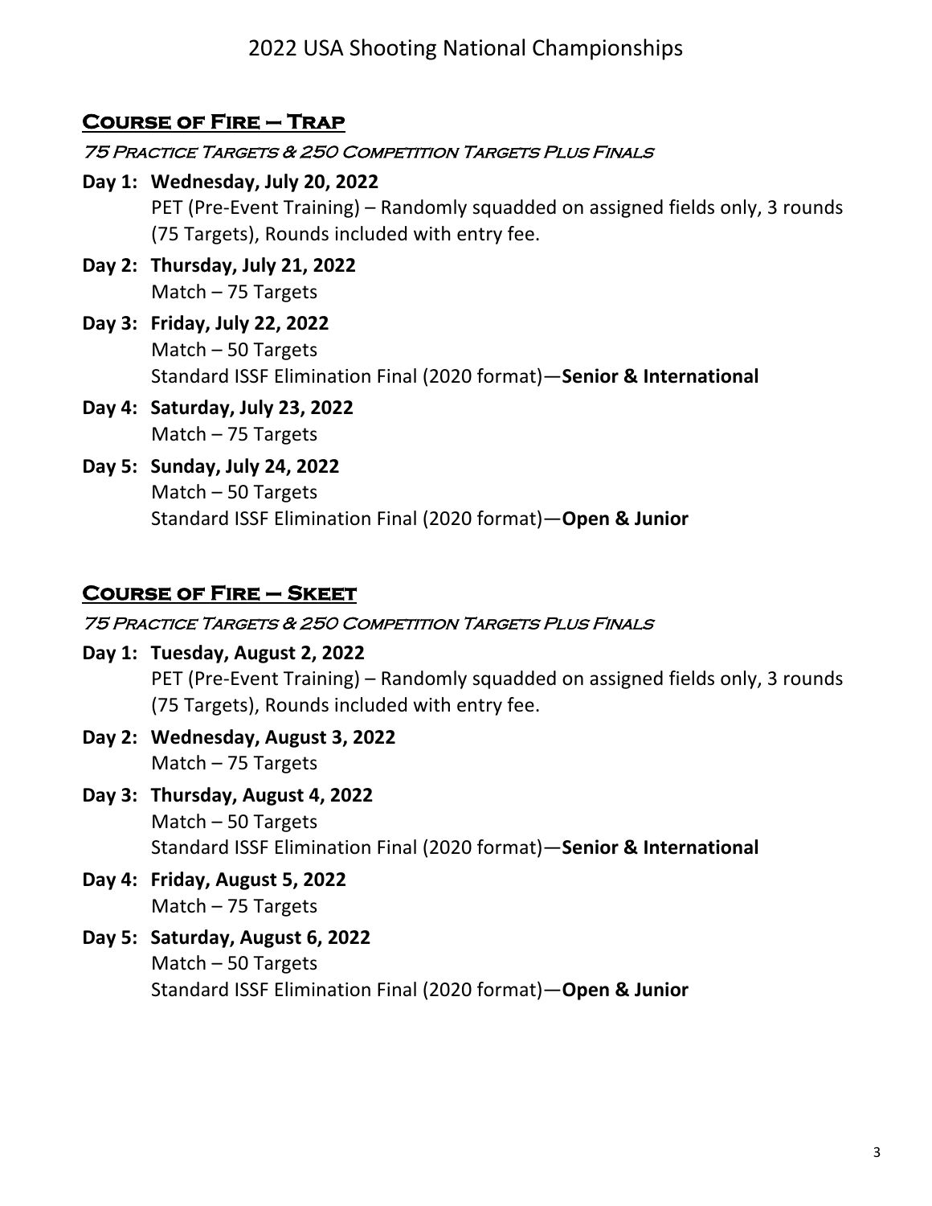## Course of Fire – Trap

*75 Practice Targets & 250 Competition Targets Plus Finals*

**Day 1: Wednesday, July 20, 2022**
PET (Pre-Event Training) – Randomly squadded on assigned fields only, 3 rounds (75 Targets), Rounds included with entry fee.

**Day 2: Thursday, July 21, 2022**
Match – 75 Targets

**Day 3: Friday, July 22, 2022**
Match – 50 Targets
Standard ISSF Elimination Final (2020 format)—**Senior & International**

**Day 4: Saturday, July 23, 2022**
Match – 75 Targets

**Day 5: Sunday, July 24, 2022**
Match – 50 Targets
Standard ISSF Elimination Final (2020 format)—**Open & Junior**

## Course of Fire – Skeet

*75 Practice Targets & 250 Competition Targets Plus Finals*

**Day 1: Tuesday, August 2, 2022**
PET (Pre-Event Training) – Randomly squadded on assigned fields only, 3 rounds (75 Targets), Rounds included with entry fee.

**Day 2: Wednesday, August 3, 2022**
Match – 75 Targets

**Day 3: Thursday, August 4, 2022**
Match – 50 Targets
Standard ISSF Elimination Final (2020 format)—**Senior & International**

**Day 4: Friday, August 5, 2022**
Match – 75 Targets

**Day 5: Saturday, August 6, 2022**
Match – 50 Targets
Standard ISSF Elimination Final (2020 format)—**Open & Junior**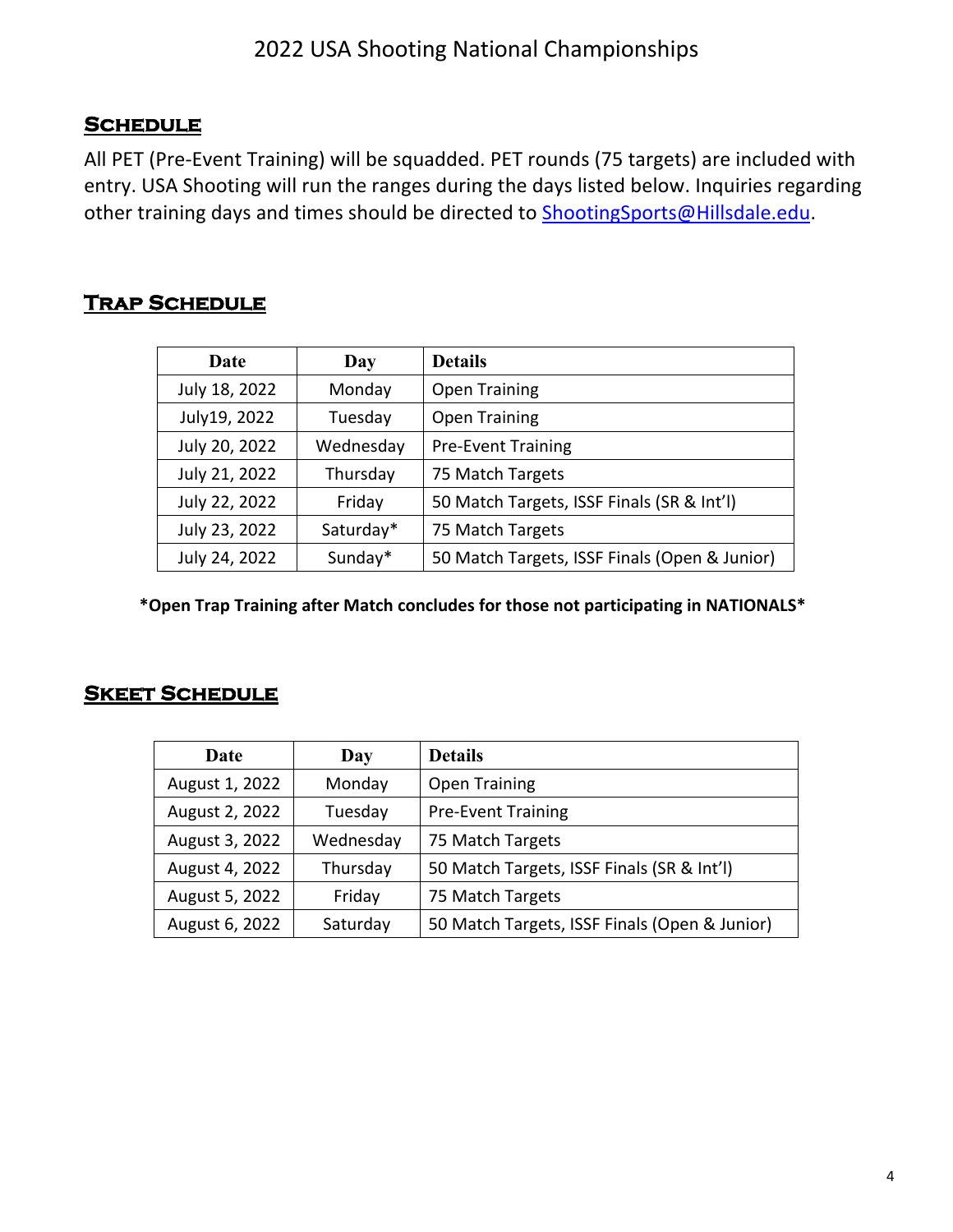# 2022 USA Shooting National Championships

## Schedule

All PET (Pre-Event Training) will be squadded. PET rounds (75 targets) are included with entry. USA Shooting will run the ranges during the days listed below. Inquiries regarding other training days and times should be directed to ShootingSports@Hillsdale.edu.

## Trap Schedule

| Date | Day | Details |
|---|---|---|
| July 18, 2022 | Monday | Open Training |
| July19, 2022 | Tuesday | Open Training |
| July 20, 2022 | Wednesday | Pre-Event Training |
| July 21, 2022 | Thursday | 75 Match Targets |
| July 22, 2022 | Friday | 50 Match Targets, ISSF Finals (SR & Int'l) |
| July 23, 2022 | Saturday* | 75 Match Targets |
| July 24, 2022 | Sunday* | 50 Match Targets, ISSF Finals (Open & Junior) |

**\*Open Trap Training after Match concludes for those not participating in NATIONALS\***

## Skeet Schedule

| Date | Day | Details |
|---|---|---|
| August 1, 2022 | Monday | Open Training |
| August 2, 2022 | Tuesday | Pre-Event Training |
| August 3, 2022 | Wednesday | 75 Match Targets |
| August 4, 2022 | Thursday | 50 Match Targets, ISSF Finals (SR & Int'l) |
| August 5, 2022 | Friday | 75 Match Targets |
| August 6, 2022 | Saturday | 50 Match Targets, ISSF Finals (Open & Junior) |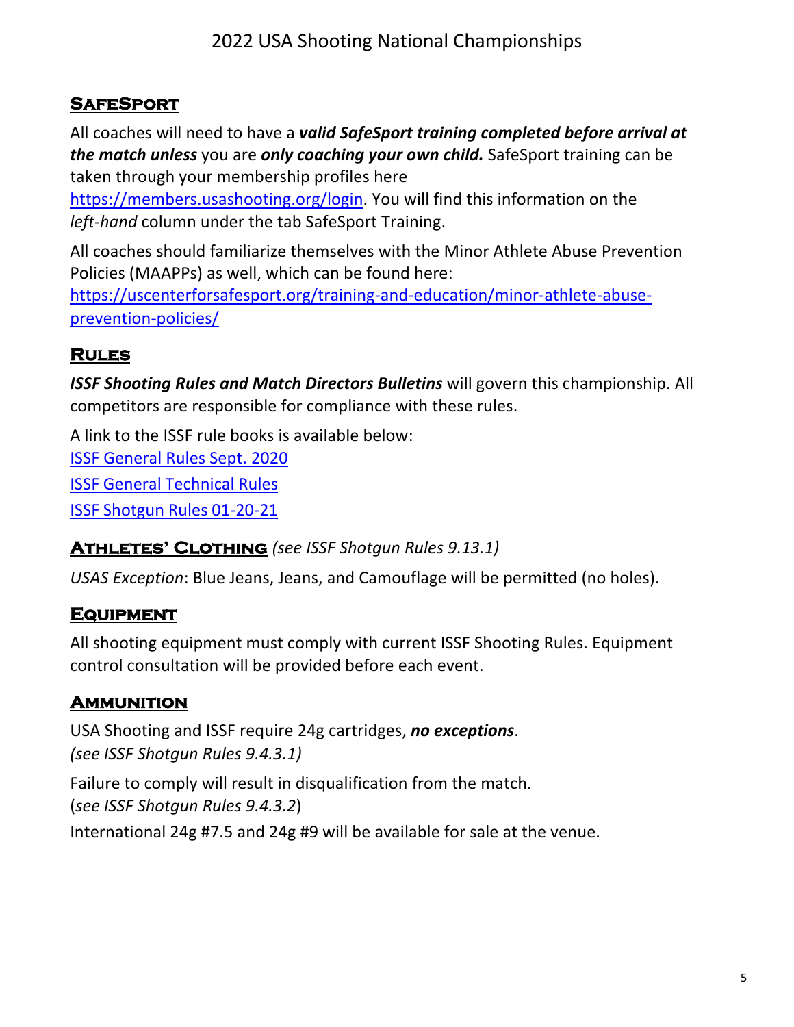## SafeSport

All coaches will need to have a ***valid SafeSport training completed before arrival at the match unless*** you are ***only coaching your own child.*** SafeSport training can be taken through your membership profiles here [https://members.usashooting.org/login](https://members.usashooting.org/login). You will find this information on the *left-hand* column under the tab SafeSport Training.

All coaches should familiarize themselves with the Minor Athlete Abuse Prevention Policies (MAAPPs) as well, which can be found here: [https://uscenterforsafesport.org/training-and-education/minor-athlete-abuse-prevention-policies/](https://uscenterforsafesport.org/training-and-education/minor-athlete-abuse-prevention-policies/)

## Rules

***ISSF Shooting Rules and Match Directors Bulletins*** will govern this championship. All competitors are responsible for compliance with these rules.

A link to the ISSF rule books is available below:

ISSF General Rules Sept. 2020

ISSF General Technical Rules

ISSF Shotgun Rules 01-20-21

## Athletes' Clothing *(see ISSF Shotgun Rules 9.13.1)*

*USAS Exception*: Blue Jeans, Jeans, and Camouflage will be permitted (no holes).

## Equipment

All shooting equipment must comply with current ISSF Shooting Rules. Equipment control consultation will be provided before each event.

## Ammunition

USA Shooting and ISSF require 24g cartridges, ***no exceptions***.
*(see ISSF Shotgun Rules 9.4.3.1)*

Failure to comply will result in disqualification from the match.
(*see ISSF Shotgun Rules 9.4.3.2*)

International 24g #7.5 and 24g #9 will be available for sale at the venue.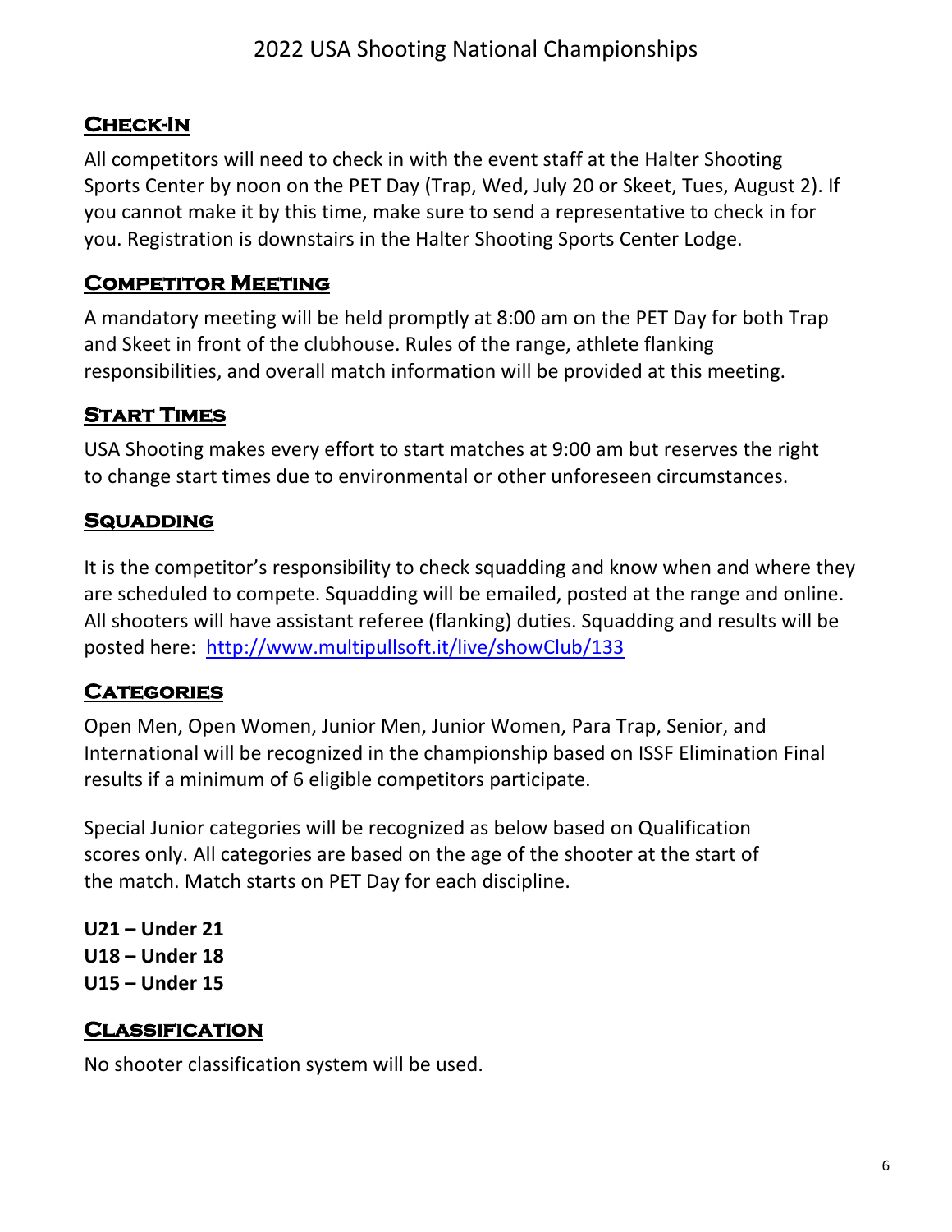## Check-In

All competitors will need to check in with the event staff at the Halter Shooting Sports Center by noon on the PET Day (Trap, Wed, July 20 or Skeet, Tues, August 2). If you cannot make it by this time, make sure to send a representative to check in for you. Registration is downstairs in the Halter Shooting Sports Center Lodge.

## Competitor Meeting

A mandatory meeting will be held promptly at 8:00 am on the PET Day for both Trap and Skeet in front of the clubhouse. Rules of the range, athlete flanking responsibilities, and overall match information will be provided at this meeting.

## Start Times

USA Shooting makes every effort to start matches at 9:00 am but reserves the right to change start times due to environmental or other unforeseen circumstances.

## Squadding

It is the competitor's responsibility to check squadding and know when and where they are scheduled to compete. Squadding will be emailed, posted at the range and online. All shooters will have assistant referee (flanking) duties. Squadding and results will be posted here: [http://www.multipullsoft.it/live/showClub/133](http://www.multipullsoft.it/live/showClub/133)

## Categories

Open Men, Open Women, Junior Men, Junior Women, Para Trap, Senior, and International will be recognized in the championship based on ISSF Elimination Final results if a minimum of 6 eligible competitors participate.

Special Junior categories will be recognized as below based on Qualification scores only. All categories are based on the age of the shooter at the start of the match. Match starts on PET Day for each discipline.

**U21 – Under 21**
**U18 – Under 18**
**U15 – Under 15**

## Classification

No shooter classification system will be used.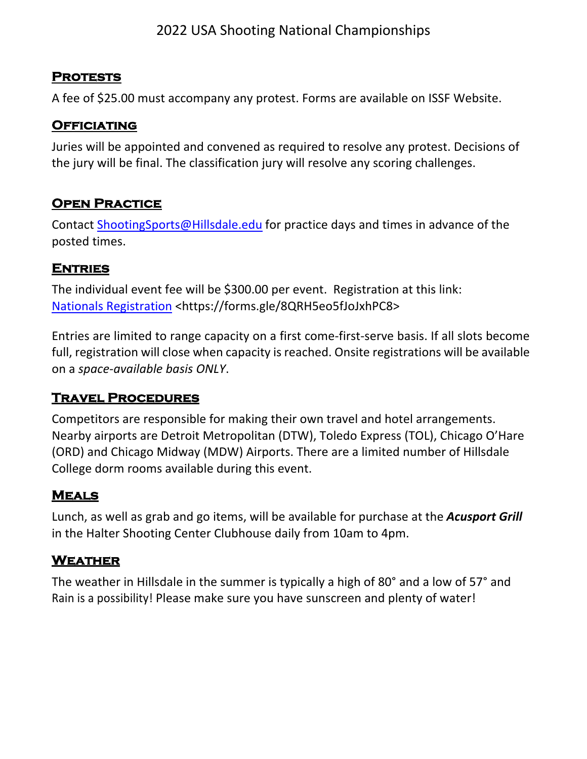## Protests

A fee of $25.00 must accompany any protest. Forms are available on ISSF Website.

## Officiating

Juries will be appointed and convened as required to resolve any protest. Decisions of the jury will be final. The classification jury will resolve any scoring challenges.

## Open Practice

Contact ShootingSports@Hillsdale.edu for practice days and times in advance of the posted times.

## Entries

The individual event fee will be $300.00 per event. Registration at this link: Nationals Registration <https://forms.gle/8QRH5eo5fJoJxhPC8>

Entries are limited to range capacity on a first come-first-serve basis. If all slots become full, registration will close when capacity is reached. Onsite registrations will be available on a *space-available basis ONLY*.

## Travel Procedures

Competitors are responsible for making their own travel and hotel arrangements. Nearby airports are Detroit Metropolitan (DTW), Toledo Express (TOL), Chicago O'Hare (ORD) and Chicago Midway (MDW) Airports. There are a limited number of Hillsdale College dorm rooms available during this event.

## Meals

Lunch, as well as grab and go items, will be available for purchase at the ***Acusport Grill*** in the Halter Shooting Center Clubhouse daily from 10am to 4pm.

## Weather

The weather in Hillsdale in the summer is typically a high of 80° and a low of 57° and Rain is a possibility! Please make sure you have sunscreen and plenty of water!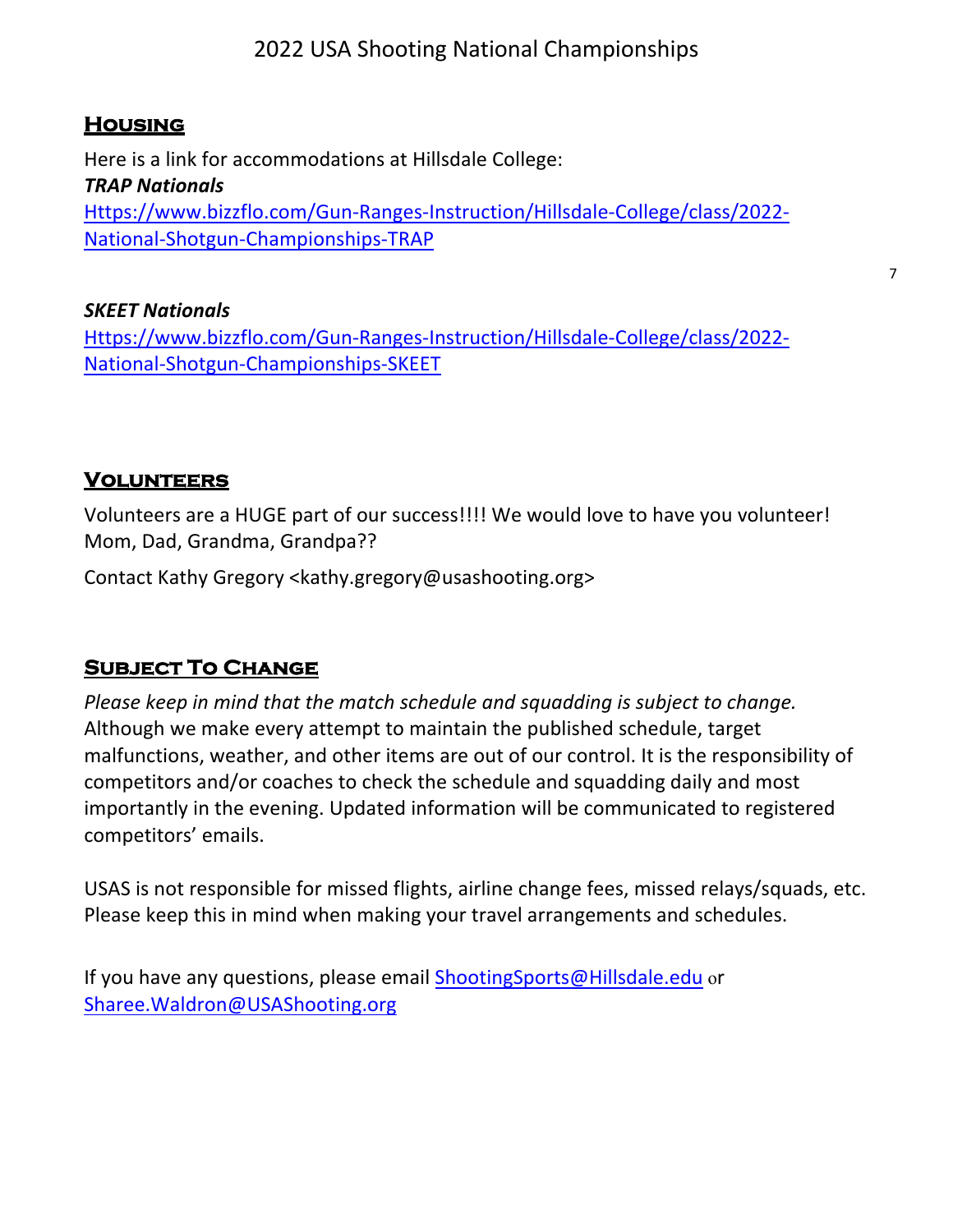## Housing

Here is a link for accommodations at Hillsdale College:

***TRAP Nationals***

[Https://www.bizzflo.com/Gun-Ranges-Instruction/Hillsdale-College/class/2022-National-Shotgun-Championships-TRAP](Https://www.bizzflo.com/Gun-Ranges-Instruction/Hillsdale-College/class/2022-National-Shotgun-Championships-TRAP)

***SKEET Nationals***

[Https://www.bizzflo.com/Gun-Ranges-Instruction/Hillsdale-College/class/2022-National-Shotgun-Championships-SKEET](Https://www.bizzflo.com/Gun-Ranges-Instruction/Hillsdale-College/class/2022-National-Shotgun-Championships-SKEET)

## Volunteers

Volunteers are a HUGE part of our success!!!! We would love to have you volunteer! Mom, Dad, Grandma, Grandpa??

Contact Kathy Gregory <kathy.gregory@usashooting.org>

## Subject To Change

*Please keep in mind that the match schedule and squadding is subject to change.* Although we make every attempt to maintain the published schedule, target malfunctions, weather, and other items are out of our control. It is the responsibility of competitors and/or coaches to check the schedule and squadding daily and most importantly in the evening. Updated information will be communicated to registered competitors' emails.

USAS is not responsible for missed flights, airline change fees, missed relays/squads, etc. Please keep this in mind when making your travel arrangements and schedules.

If you have any questions, please email [ShootingSports@Hillsdale.edu](mailto:ShootingSports@Hillsdale.edu) or [Sharee.Waldron@USAShooting.org](mailto:Sharee.Waldron@USAShooting.org)